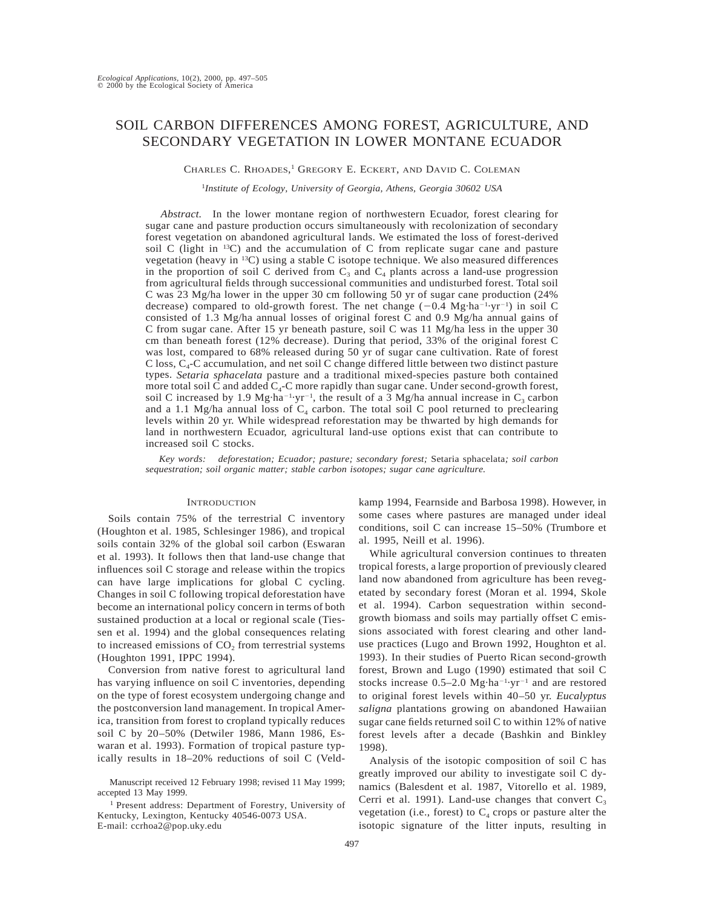# SOIL CARBON DIFFERENCES AMONG FOREST, AGRICULTURE, AND SECONDARY VEGETATION IN LOWER MONTANE ECUADOR

Charles C. Rhoades,[1] Gregory E. Eckert, and David C. Coleman

[1]*Institute of Ecology, University of Georgia, Athens, Georgia 30602 USA*

*Abstract.* In the lower montane region of northwestern Ecuador, forest clearing for sugar cane and pasture production occurs simultaneously with recolonization of secondary forest vegetation on abandoned agricultural lands. We estimated the loss of forest-derived soil C (light in $^{13}$C) and the accumulation of C from replicate sugar cane and pasture vegetation (heavy in $^{13}$C) using a stable C isotope technique. We also measured differences in the proportion of soil C derived from $C_3$ and $C_4$ plants across a land-use progression from agricultural fields through successional communities and undisturbed forest. Total soil C was 23 Mg/ha lower in the upper 30 cm following 50 yr of sugar cane production (24% decrease) compared to old-growth forest. The net change ($-0.4$ Mg·ha$^{-1}$·yr$^{-1}$) in soil C consisted of 1.3 Mg/ha annual losses of original forest C and 0.9 Mg/ha annual gains of C from sugar cane. After 15 yr beneath pasture, soil C was 11 Mg/ha less in the upper 30 cm than beneath forest (12% decrease). During that period, 33% of the original forest C was lost, compared to 68% released during 50 yr of sugar cane cultivation. Rate of forest C loss, $C_4$-C accumulation, and net soil C change differed little between two distinct pasture types. *Setaria sphacelata* pasture and a traditional mixed-species pasture both contained more total soil C and added $C_4$-C more rapidly than sugar cane. Under second-growth forest, soil C increased by 1.9 Mg·ha$^{-1}$·yr$^{-1}$, the result of a 3 Mg/ha annual increase in $C_3$ carbon and a 1.1 Mg/ha annual loss of $C_4$ carbon. The total soil C pool returned to preclearing levels within 20 yr. While widespread reforestation may be thwarted by high demands for land in northwestern Ecuador, agricultural land-use options exist that can contribute to increased soil C stocks.

*Key words:* *deforestation; Ecuador; pasture; secondary forest;* Setaria sphacelata*; soil carbon sequestration; soil organic matter; stable carbon isotopes; sugar cane agriculture.*

## Introduction

Soils contain 75% of the terrestrial C inventory (Houghton et al. 1985, Schlesinger 1986), and tropical soils contain 32% of the global soil carbon (Eswaran et al. 1993). It follows then that land-use change that influences soil C storage and release within the tropics can have large implications for global C cycling. Changes in soil C following tropical deforestation have become an international policy concern in terms of both sustained production at a local or regional scale (Tiessen et al. 1994) and the global consequences relating to increased emissions of $CO_2$ from terrestrial systems (Houghton 1991, IPPC 1994).

Conversion from native forest to agricultural land has varying influence on soil C inventories, depending on the type of forest ecosystem undergoing change and the postconversion land management. In tropical America, transition from forest to cropland typically reduces soil C by 20–50% (Detwiler 1986, Mann 1986, Eswaran et al. 1993). Formation of tropical pasture typically results in 18–20% reductions of soil C (Veldkamp 1994, Fearnside and Barbosa 1998). However, in some cases where pastures are managed under ideal conditions, soil C can increase 15–50% (Trumbore et al. 1995, Neill et al. 1996).

While agricultural conversion continues to threaten tropical forests, a large proportion of previously cleared land now abandoned from agriculture has been revegetated by secondary forest (Moran et al. 1994, Skole et al. 1994). Carbon sequestration within second-growth biomass and soils may partially offset C emissions associated with forest clearing and other land-use practices (Lugo and Brown 1992, Houghton et al. 1993). In their studies of Puerto Rican second-growth forest, Brown and Lugo (1990) estimated that soil C stocks increase 0.5–2.0 Mg·ha$^{-1}$·yr$^{-1}$ and are restored to original forest levels within 40–50 yr. *Eucalyptus saligna* plantations growing on abandoned Hawaiian sugar cane fields returned soil C to within 12% of native forest levels after a decade (Bashkin and Binkley 1998).

Analysis of the isotopic composition of soil C has greatly improved our ability to investigate soil C dynamics (Balesdent et al. 1987, Vitorello et al. 1989, Cerri et al. 1991). Land-use changes that convert $C_3$ vegetation (i.e., forest) to $C_4$ crops or pasture alter the isotopic signature of the litter inputs, resulting in

Manuscript received 12 February 1998; revised 11 May 1999; accepted 13 May 1999.

[1] Present address: Department of Forestry, University of Kentucky, Lexington, Kentucky 40546-0073 USA. E-mail: ccrhoa2@pop.uky.edu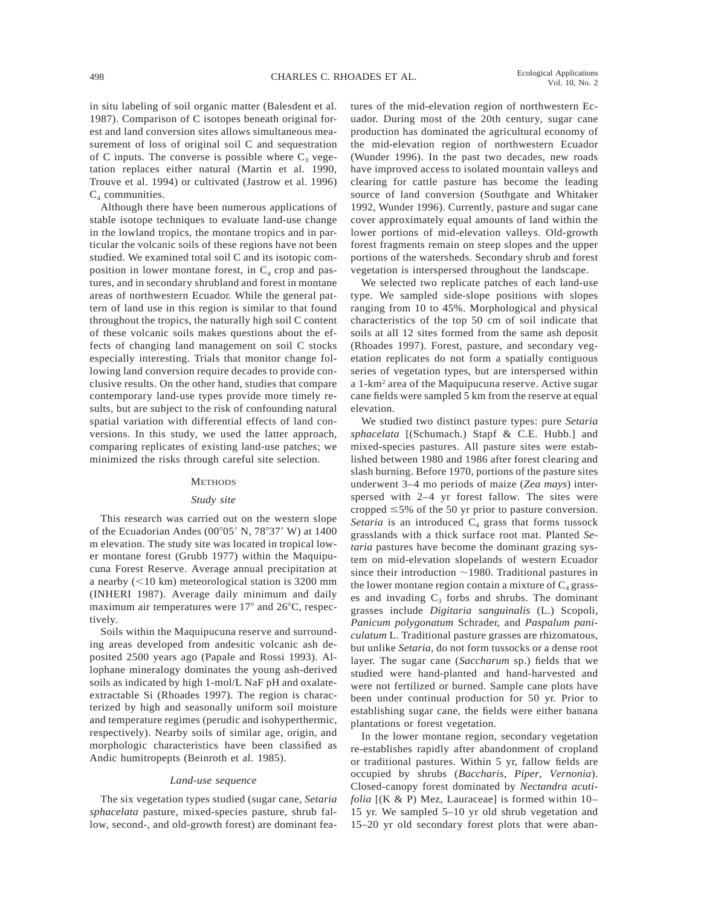in situ labeling of soil organic matter (Balesdent et al. 1987). Comparison of C isotopes beneath original forest and land conversion sites allows simultaneous measurement of loss of original soil C and sequestration of C inputs. The converse is possible where $C_3$ vegetation replaces either natural (Martin et al. 1990, Trouve et al. 1994) or cultivated (Jastrow et al. 1996) $C_4$ communities.

Although there have been numerous applications of stable isotope techniques to evaluate land-use change in the lowland tropics, the montane tropics and in particular the volcanic soils of these regions have not been studied. We examined total soil C and its isotopic composition in lower montane forest, in $C_4$ crop and pastures, and in secondary shrubland and forest in montane areas of northwestern Ecuador. While the general pattern of land use in this region is similar to that found throughout the tropics, the naturally high soil C content of these volcanic soils makes questions about the effects of changing land management on soil C stocks especially interesting. Trials that monitor change following land conversion require decades to provide conclusive results. On the other hand, studies that compare contemporary land-use types provide more timely results, but are subject to the risk of confounding natural spatial variation with differential effects of land conversions. In this study, we used the latter approach, comparing replicates of existing land-use patches; we minimized the risks through careful site selection.

## Methods

### *Study site*

This research was carried out on the western slope of the Ecuadorian Andes (00°05′ N, 78°37′ W) at 1400 m elevation. The study site was located in tropical lower montane forest (Grubb 1977) within the Maquipucuna Forest Reserve. Average annual precipitation at a nearby (<10 km) meteorological station is 3200 mm (INHERI 1987). Average daily minimum and daily maximum air temperatures were 17° and 26°C, respectively.

Soils within the Maquipucuna reserve and surrounding areas developed from andesitic volcanic ash deposited 2500 years ago (Papale and Rossi 1993). Allophane mineralogy dominates the young ash-derived soils as indicated by high 1-mol/L NaF pH and oxalate-extractable Si (Rhoades 1997). The region is characterized by high and seasonally uniform soil moisture and temperature regimes (perudic and isohyperthermic, respectively). Nearby soils of similar age, origin, and morphologic characteristics have been classified as Andic humitropepts (Beinroth et al. 1985).

### *Land-use sequence*

The six vegetation types studied (sugar cane, *Setaria sphacelata* pasture, mixed-species pasture, shrub fallow, second-, and old-growth forest) are dominant features of the mid-elevation region of northwestern Ecuador. During most of the 20th century, sugar cane production has dominated the agricultural economy of the mid-elevation region of northwestern Ecuador (Wunder 1996). In the past two decades, new roads have improved access to isolated mountain valleys and clearing for cattle pasture has become the leading source of land conversion (Southgate and Whitaker 1992, Wunder 1996). Currently, pasture and sugar cane cover approximately equal amounts of land within the lower portions of mid-elevation valleys. Old-growth forest fragments remain on steep slopes and the upper portions of the watersheds. Secondary shrub and forest vegetation is interspersed throughout the landscape.

We selected two replicate patches of each land-use type. We sampled side-slope positions with slopes ranging from 10 to 45%. Morphological and physical characteristics of the top 50 cm of soil indicate that soils at all 12 sites formed from the same ash deposit (Rhoades 1997). Forest, pasture, and secondary vegetation replicates do not form a spatially contiguous series of vegetation types, but are interspersed within a 1-km² area of the Maquipucuna reserve. Active sugar cane fields were sampled 5 km from the reserve at equal elevation.

We studied two distinct pasture types: pure *Setaria sphacelata* [(Schumach.) Stapf & C.E. Hubb.] and mixed-species pastures. All pasture sites were established between 1980 and 1986 after forest clearing and slash burning. Before 1970, portions of the pasture sites underwent 3–4 mo periods of maize (*Zea mays*) interspersed with 2–4 yr forest fallow. The sites were cropped ≤5% of the 50 yr prior to pasture conversion. *Setaria* is an introduced $C_4$ grass that forms tussock grasslands with a thick surface root mat. Planted *Setaria* pastures have become the dominant grazing system on mid-elevation slopelands of western Ecuador since their introduction ~1980. Traditional pastures in the lower montane region contain a mixture of $C_4$ grasses and invading $C_3$ forbs and shrubs. The dominant grasses include *Digitaria sanguinalis* (L.) Scopoli, *Panicum polygonatum* Schrader, and *Paspalum paniculatum* L. Traditional pasture grasses are rhizomatous, but unlike *Setaria*, do not form tussocks or a dense root layer. The sugar cane (*Saccharum* sp.) fields that we studied were hand-planted and hand-harvested and were not fertilized or burned. Sample cane plots have been under continual production for 50 yr. Prior to establishing sugar cane, the fields were either banana plantations or forest vegetation.

In the lower montane region, secondary vegetation re-establishes rapidly after abandonment of cropland or traditional pastures. Within 5 yr, fallow fields are occupied by shrubs (*Baccharis, Piper, Vernonia*). Closed-canopy forest dominated by *Nectandra acutifolia* [(K & P) Mez, Lauraceae] is formed within 10–15 yr. We sampled 5–10 yr old shrub vegetation and 15–20 yr old secondary forest plots that were aban-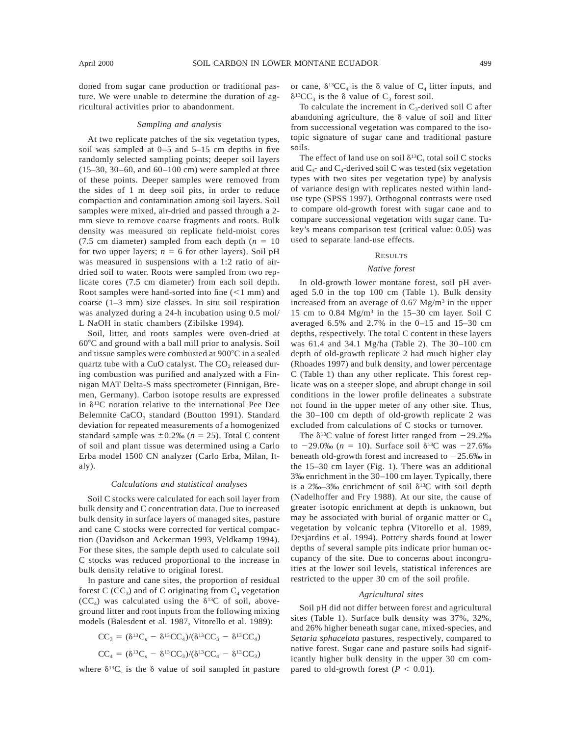doned from sugar cane production or traditional pasture. We were unable to determine the duration of agricultural activities prior to abandonment.

### *Sampling and analysis*

At two replicate patches of the six vegetation types, soil was sampled at 0–5 and 5–15 cm depths in five randomly selected sampling points; deeper soil layers (15–30, 30–60, and 60–100 cm) were sampled at three of these points. Deeper samples were removed from the sides of 1 m deep soil pits, in order to reduce compaction and contamination among soil layers. Soil samples were mixed, air-dried and passed through a 2-mm sieve to remove coarse fragments and roots. Bulk density was measured on replicate field-moist cores (7.5 cm diameter) sampled from each depth ($n = 10$ for two upper layers; $n = 6$ for other layers). Soil pH was measured in suspensions with a 1:2 ratio of air-dried soil to water. Roots were sampled from two replicate cores (7.5 cm diameter) from each soil depth. Root samples were hand-sorted into fine (<1 mm) and coarse (1–3 mm) size classes. In situ soil respiration was analyzed during a 24-h incubation using 0.5 mol/L NaOH in static chambers (Zibilske 1994).

Soil, litter, and roots samples were oven-dried at 60°C and ground with a ball mill prior to analysis. Soil and tissue samples were combusted at 900°C in a sealed quartz tube with a CuO catalyst. The $CO_2$ released during combustion was purified and analyzed with a Finnigan MAT Delta-S mass spectrometer (Finnigan, Bremen, Germany). Carbon isotope results are expressed in $\delta^{13}C$ notation relative to the international Pee Dee Belemnite $CaCO_3$ standard (Boutton 1991). Standard deviation for repeated measurements of a homogenized standard sample was ±0.2‰ ($n = 25$). Total C content of soil and plant tissue was determined using a Carlo Erba model 1500 CN analyzer (Carlo Erba, Milan, Italy).

### *Calculations and statistical analyses*

Soil C stocks were calculated for each soil layer from bulk density and C concentration data. Due to increased bulk density in surface layers of managed sites, pasture and cane C stocks were corrected for vertical compaction (Davidson and Ackerman 1993, Veldkamp 1994). For these sites, the sample depth used to calculate soil C stocks was reduced proportional to the increase in bulk density relative to original forest.

In pasture and cane sites, the proportion of residual forest C ($CC_3$) and of C originating from $C_4$ vegetation ($CC_4$) was calculated using the $\delta^{13}C$ of soil, aboveground litter and root inputs from the following mixing models (Balesdent et al. 1987, Vitorello et al. 1989):

$$CC_3 = (\delta^{13}C_s - \delta^{13}CC_4)/(\delta^{13}CC_3 - \delta^{13}CC_4)$$

$$CC_4 = (\delta^{13}C_s - \delta^{13}CC_3)/(\delta^{13}CC_4 - \delta^{13}CC_3)$$

where $\delta^{13}C_s$ is the δ value of soil sampled in pasture or cane, $\delta^{13}CC_4$ is the δ value of $C_4$ litter inputs, and $\delta^{13}CC_3$ is the δ value of $C_3$ forest soil.

To calculate the increment in $C_3$-derived soil C after abandoning agriculture, the δ value of soil and litter from successional vegetation was compared to the isotopic signature of sugar cane and traditional pasture soils.

The effect of land use on soil $\delta^{13}C$, total soil C stocks and $C_3$- and $C_4$-derived soil C was tested (six vegetation types with two sites per vegetation type) by analysis of variance design with replicates nested within land-use type (SPSS 1997). Orthogonal contrasts were used to compare old-growth forest with sugar cane and to compare successional vegetation with sugar cane. Tukey's means comparison test (critical value: 0.05) was used to separate land-use effects.

## RESULTS

### *Native forest*

In old-growth lower montane forest, soil pH averaged 5.0 in the top 100 cm (Table 1). Bulk density increased from an average of 0.67 $Mg/m^3$ in the upper 15 cm to 0.84 $Mg/m^3$ in the 15–30 cm layer. Soil C averaged 6.5% and 2.7% in the 0–15 and 15–30 cm depths, respectively. The total C content in these layers was 61.4 and 34.1 Mg/ha (Table 2). The 30–100 cm depth of old-growth replicate 2 had much higher clay (Rhoades 1997) and bulk density, and lower percentage C (Table 1) than any other replicate. This forest replicate was on a steeper slope, and abrupt change in soil conditions in the lower profile delineates a substrate not found in the upper meter of any other site. Thus, the 30–100 cm depth of old-growth replicate 2 was excluded from calculations of C stocks or turnover.

The $\delta^{13}C$ value of forest litter ranged from −29.2‰ to −29.0‰ ($n = 10$). Surface soil $\delta^{13}C$ was −27.6‰ beneath old-growth forest and increased to −25.6‰ in the 15–30 cm layer (Fig. 1). There was an additional 3‰ enrichment in the 30–100 cm layer. Typically, there is a 2‰–3‰ enrichment of soil $\delta^{13}C$ with soil depth (Nadelhoffer and Fry 1988). At our site, the cause of greater isotopic enrichment at depth is unknown, but may be associated with burial of organic matter or $C_4$ vegetation by volcanic tephra (Vitorello et al. 1989, Desjardins et al. 1994). Pottery shards found at lower depths of several sample pits indicate prior human occupancy of the site. Due to concerns about incongruities at the lower soil levels, statistical inferences are restricted to the upper 30 cm of the soil profile.

### *Agricultural sites*

Soil pH did not differ between forest and agricultural sites (Table 1). Surface bulk density was 37%, 32%, and 26% higher beneath sugar cane, mixed-species, and *Setaria sphacelata* pastures, respectively, compared to native forest. Sugar cane and pasture soils had significantly higher bulk density in the upper 30 cm compared to old-growth forest ($P < 0.01$).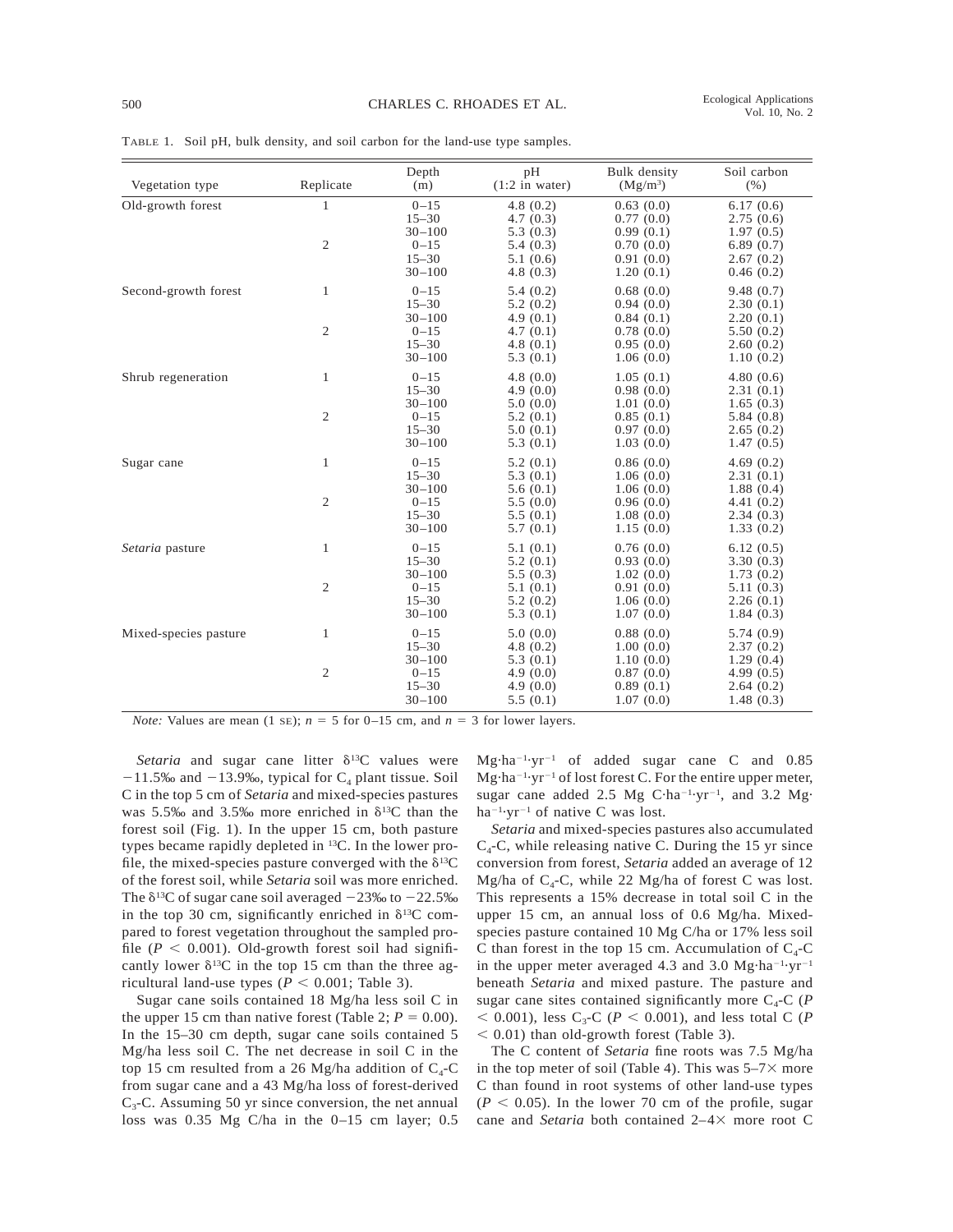TABLE 1. Soil pH, bulk density, and soil carbon for the land-use type samples.

| Vegetation type | Replicate | Depth (m) | pH (1:2 in water) | Bulk density ($Mg/m^3$) | Soil carbon (%) |
|---|---|---|---|---|---|
| Old-growth forest | 1 | 0–15 | 4.8 (0.2) | 0.63 (0.0) | 6.17 (0.6) |
| | | 15–30 | 4.7 (0.3) | 0.77 (0.0) | 2.75 (0.6) |
| | | 30–100 | 5.3 (0.3) | 0.99 (0.1) | 1.97 (0.5) |
| | 2 | 0–15 | 5.4 (0.3) | 0.70 (0.0) | 6.89 (0.7) |
| | | 15–30 | 5.1 (0.6) | 0.91 (0.0) | 2.67 (0.2) |
| | | 30–100 | 4.8 (0.3) | 1.20 (0.1) | 0.46 (0.2) |
| Second-growth forest | 1 | 0–15 | 5.4 (0.2) | 0.68 (0.0) | 9.48 (0.7) |
| | | 15–30 | 5.2 (0.2) | 0.94 (0.0) | 2.30 (0.1) |
| | | 30–100 | 4.9 (0.1) | 0.84 (0.1) | 2.20 (0.1) |
| | 2 | 0–15 | 4.7 (0.1) | 0.78 (0.0) | 5.50 (0.2) |
| | | 15–30 | 4.8 (0.1) | 0.95 (0.0) | 2.60 (0.2) |
| | | 30–100 | 5.3 (0.1) | 1.06 (0.0) | 1.10 (0.2) |
| Shrub regeneration | 1 | 0–15 | 4.8 (0.0) | 1.05 (0.1) | 4.80 (0.6) |
| | | 15–30 | 4.9 (0.0) | 0.98 (0.0) | 2.31 (0.1) |
| | | 30–100 | 5.0 (0.0) | 1.01 (0.0) | 1.65 (0.3) |
| | 2 | 0–15 | 5.2 (0.1) | 0.85 (0.1) | 5.84 (0.8) |
| | | 15–30 | 5.0 (0.1) | 0.97 (0.0) | 2.65 (0.2) |
| | | 30–100 | 5.3 (0.1) | 1.03 (0.0) | 1.47 (0.5) |
| Sugar cane | 1 | 0–15 | 5.2 (0.1) | 0.86 (0.0) | 4.69 (0.2) |
| | | 15–30 | 5.3 (0.1) | 1.06 (0.0) | 2.31 (0.1) |
| | | 30–100 | 5.6 (0.1) | 1.06 (0.0) | 1.88 (0.4) |
| | 2 | 0–15 | 5.5 (0.0) | 0.96 (0.0) | 4.41 (0.2) |
| | | 15–30 | 5.5 (0.1) | 1.08 (0.0) | 2.34 (0.3) |
| | | 30–100 | 5.7 (0.1) | 1.15 (0.0) | 1.33 (0.2) |
| *Setaria* pasture | 1 | 0–15 | 5.1 (0.1) | 0.76 (0.0) | 6.12 (0.5) |
| | | 15–30 | 5.2 (0.1) | 0.93 (0.0) | 3.30 (0.3) |
| | | 30–100 | 5.5 (0.3) | 1.02 (0.0) | 1.73 (0.2) |
| | 2 | 0–15 | 5.1 (0.1) | 0.91 (0.0) | 5.11 (0.3) |
| | | 15–30 | 5.2 (0.2) | 1.06 (0.0) | 2.26 (0.1) |
| | | 30–100 | 5.3 (0.1) | 1.07 (0.0) | 1.84 (0.3) |
| Mixed-species pasture | 1 | 0–15 | 5.0 (0.0) | 0.88 (0.0) | 5.74 (0.9) |
| | | 15–30 | 4.8 (0.2) | 1.00 (0.0) | 2.37 (0.2) |
| | | 30–100 | 5.3 (0.1) | 1.10 (0.0) | 1.29 (0.4) |
| | 2 | 0–15 | 4.9 (0.0) | 0.87 (0.0) | 4.99 (0.5) |
| | | 15–30 | 4.9 (0.0) | 0.89 (0.1) | 2.64 (0.2) |
| | | 30–100 | 5.5 (0.1) | 1.07 (0.0) | 1.48 (0.3) |

*Note:* Values are mean (1 SE); $n = 5$ for 0–15 cm, and $n = 3$ for lower layers.

*Setaria* and sugar cane litter $\delta^{13}C$ values were −11.5‰ and −13.9‰, typical for $C_4$ plant tissue. Soil C in the top 5 cm of *Setaria* and mixed-species pastures was 5.5‰ and 3.5‰ more enriched in $\delta^{13}C$ than the forest soil (Fig. 1). In the upper 15 cm, both pasture types became rapidly depleted in $^{13}C$. In the lower profile, the mixed-species pasture converged with the $\delta^{13}C$ of the forest soil, while *Setaria* soil was more enriched. The $\delta^{13}C$ of sugar cane soil averaged −23‰ to −22.5‰ in the top 30 cm, significantly enriched in $\delta^{13}C$ compared to forest vegetation throughout the sampled profile ($P < 0.001$). Old-growth forest soil had significantly lower $\delta^{13}C$ in the top 15 cm than the three agricultural land-use types ($P < 0.001$; Table 3).

Sugar cane soils contained 18 Mg/ha less soil C in the upper 15 cm than native forest (Table 2; $P = 0.00$). In the 15–30 cm depth, sugar cane soils contained 5 Mg/ha less soil C. The net decrease in soil C in the top 15 cm resulted from a 26 Mg/ha addition of $C_4$-C from sugar cane and a 43 Mg/ha loss of forest-derived $C_3$-C. Assuming 50 yr since conversion, the net annual loss was 0.35 Mg C/ha in the 0–15 cm layer; 0.5 $Mg{\cdot}ha^{-1}{\cdot}yr^{-1}$ of added sugar cane C and 0.85 $Mg{\cdot}ha^{-1}{\cdot}yr^{-1}$ of lost forest C. For the entire upper meter, sugar cane added 2.5 Mg $C{\cdot}ha^{-1}{\cdot}yr^{-1}$, and 3.2 $Mg{\cdot}ha^{-1}{\cdot}yr^{-1}$ of native C was lost.

*Setaria* and mixed-species pastures also accumulated $C_4$-C, while releasing native C. During the 15 yr since conversion from forest, *Setaria* added an average of 12 Mg/ha of $C_4$-C, while 22 Mg/ha of forest C was lost. This represents a 15% decrease in total soil C in the upper 15 cm, an annual loss of 0.6 Mg/ha. Mixed-species pasture contained 10 Mg C/ha or 17% less soil C than forest in the top 15 cm. Accumulation of $C_4$-C in the upper meter averaged 4.3 and 3.0 $Mg{\cdot}ha^{-1}{\cdot}yr^{-1}$ beneath *Setaria* and mixed pasture. The pasture and sugar cane sites contained significantly more $C_4$-C ($P < 0.001$), less $C_3$-C ($P < 0.001$), and less total C ($P < 0.01$) than old-growth forest (Table 3).

The C content of *Setaria* fine roots was 7.5 Mg/ha in the top meter of soil (Table 4). This was 5–7× more C than found in root systems of other land-use types ($P < 0.05$). In the lower 70 cm of the profile, sugar cane and *Setaria* both contained 2–4× more root C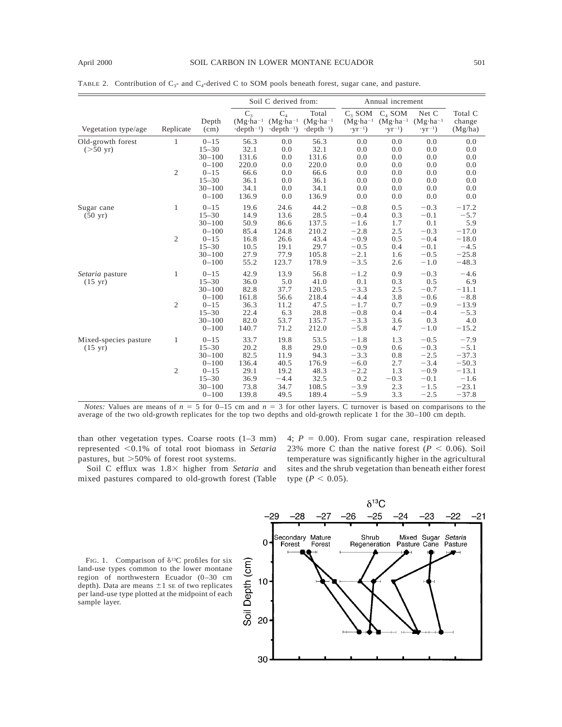TABLE 2. Contribution of $C_3$- and $C_4$-derived C to SOM pools beneath forest, sugar cane, and pasture.

| Vegetation type/age | Replicate | Depth (cm) | Soil C derived from: $C_3$ ($Mg \cdot ha^{-1} \cdot depth^{-1}$) | $C_4$ ($Mg \cdot ha^{-1} \cdot depth^{-1}$) | Total ($Mg \cdot ha^{-1} \cdot depth^{-1}$) | Annual increment: $C_3$ SOM ($Mg \cdot ha^{-1} \cdot yr^{-1}$) | $C_4$ SOM ($Mg \cdot ha^{-1} \cdot yr^{-1}$) | Net C ($Mg \cdot ha^{-1} \cdot yr^{-1}$) | Total C change (Mg/ha) |
|---|---|---|---|---|---|---|---|---|---|
| Old-growth forest (>50 yr) | 1 | 0–15 | 56.3 | 0.0 | 56.3 | 0.0 | 0.0 | 0.0 | 0.0 |
| | | 15–30 | 32.1 | 0.0 | 32.1 | 0.0 | 0.0 | 0.0 | 0.0 |
| | | 30–100 | 131.6 | 0.0 | 131.6 | 0.0 | 0.0 | 0.0 | 0.0 |
| | | 0–100 | 220.0 | 0.0 | 220.0 | 0.0 | 0.0 | 0.0 | 0.0 |
| | 2 | 0–15 | 66.6 | 0.0 | 66.6 | 0.0 | 0.0 | 0.0 | 0.0 |
| | | 15–30 | 36.1 | 0.0 | 36.1 | 0.0 | 0.0 | 0.0 | 0.0 |
| | | 30–100 | 34.1 | 0.0 | 34.1 | 0.0 | 0.0 | 0.0 | 0.0 |
| | | 0–100 | 136.9 | 0.0 | 136.9 | 0.0 | 0.0 | 0.0 | 0.0 |
| Sugar cane (50 yr) | 1 | 0–15 | 19.6 | 24.6 | 44.2 | −0.8 | 0.5 | −0.3 | −17.2 |
| | | 15–30 | 14.9 | 13.6 | 28.5 | −0.4 | 0.3 | −0.1 | −5.7 |
| | | 30–100 | 50.9 | 86.6 | 137.5 | −1.6 | 1.7 | 0.1 | 5.9 |
| | | 0–100 | 85.4 | 124.8 | 210.2 | −2.8 | 2.5 | −0.3 | −17.0 |
| | 2 | 0–15 | 16.8 | 26.6 | 43.4 | −0.9 | 0.5 | −0.4 | −18.0 |
| | | 15–30 | 10.5 | 19.1 | 29.7 | −0.5 | 0.4 | −0.1 | −4.5 |
| | | 30–100 | 27.9 | 77.9 | 105.8 | −2.1 | 1.6 | −0.5 | −25.8 |
| | | 0–100 | 55.2 | 123.7 | 178.9 | −3.5 | 2.6 | −1.0 | −48.3 |
| *Setaria* pasture (15 yr) | 1 | 0–15 | 42.9 | 13.9 | 56.8 | −1.2 | 0.9 | −0.3 | −4.6 |
| | | 15–30 | 36.0 | 5.0 | 41.0 | 0.1 | 0.3 | 0.5 | 6.9 |
| | | 30–100 | 82.8 | 37.7 | 120.5 | −3.3 | 2.5 | −0.7 | −11.1 |
| | | 0–100 | 161.8 | 56.6 | 218.4 | −4.4 | 3.8 | −0.6 | −8.8 |
| | 2 | 0–15 | 36.3 | 11.2 | 47.5 | −1.7 | 0.7 | −0.9 | −13.9 |
| | | 15–30 | 22.4 | 6.3 | 28.8 | −0.8 | 0.4 | −0.4 | −5.3 |
| | | 30–100 | 82.0 | 53.7 | 135.7 | −3.3 | 3.6 | 0.3 | 4.0 |
| | | 0–100 | 140.7 | 71.2 | 212.0 | −5.8 | 4.7 | −1.0 | −15.2 |
| Mixed-species pasture (15 yr) | 1 | 0–15 | 33.7 | 19.8 | 53.5 | −1.8 | 1.3 | −0.5 | −7.9 |
| | | 15–30 | 20.2 | 8.8 | 29.0 | −0.9 | 0.6 | −0.3 | −5.1 |
| | | 30–100 | 82.5 | 11.9 | 94.3 | −3.3 | 0.8 | −2.5 | −37.3 |
| | | 0–100 | 136.4 | 40.5 | 176.9 | −6.0 | 2.7 | −3.4 | −50.3 |
| | 2 | 0–15 | 29.1 | 19.2 | 48.3 | −2.2 | 1.3 | −0.9 | −13.1 |
| | | 15–30 | 36.9 | −4.4 | 32.5 | 0.2 | −0.3 | −0.1 | −1.6 |
| | | 30–100 | 73.8 | 34.7 | 108.5 | −3.9 | 2.3 | −1.5 | −23.1 |
| | | 0–100 | 139.8 | 49.5 | 189.4 | −5.9 | 3.3 | −2.5 | −37.8 |

*Notes:* Values are means of $n = 5$ for 0–15 cm and $n = 3$ for other layers. C turnover is based on comparisons to the average of the two old-growth replicates for the top two depths and old-growth replicate 1 for the 30–100 cm depth.

than other vegetation types. Coarse roots (1–3 mm) represented <0.1% of total root biomass in *Setaria* pastures, but >50% of forest root systems.

Soil C efflux was 1.8× higher from *Setaria* and mixed pastures compared to old-growth forest (Table 4; $P = 0.00$). From sugar cane, respiration released 23% more C than the native forest ($P < 0.06$). Soil temperature was significantly higher in the agricultural sites and the shrub vegetation than beneath either forest type ($P < 0.05$).

FIG. 1. Comparison of $\delta^{13}C$ profiles for six land-use types common to the lower montane region of northwestern Ecuador (0–30 cm depth). Data are means ±1 SE of two replicates per land-use type plotted at the midpoint of each sample layer.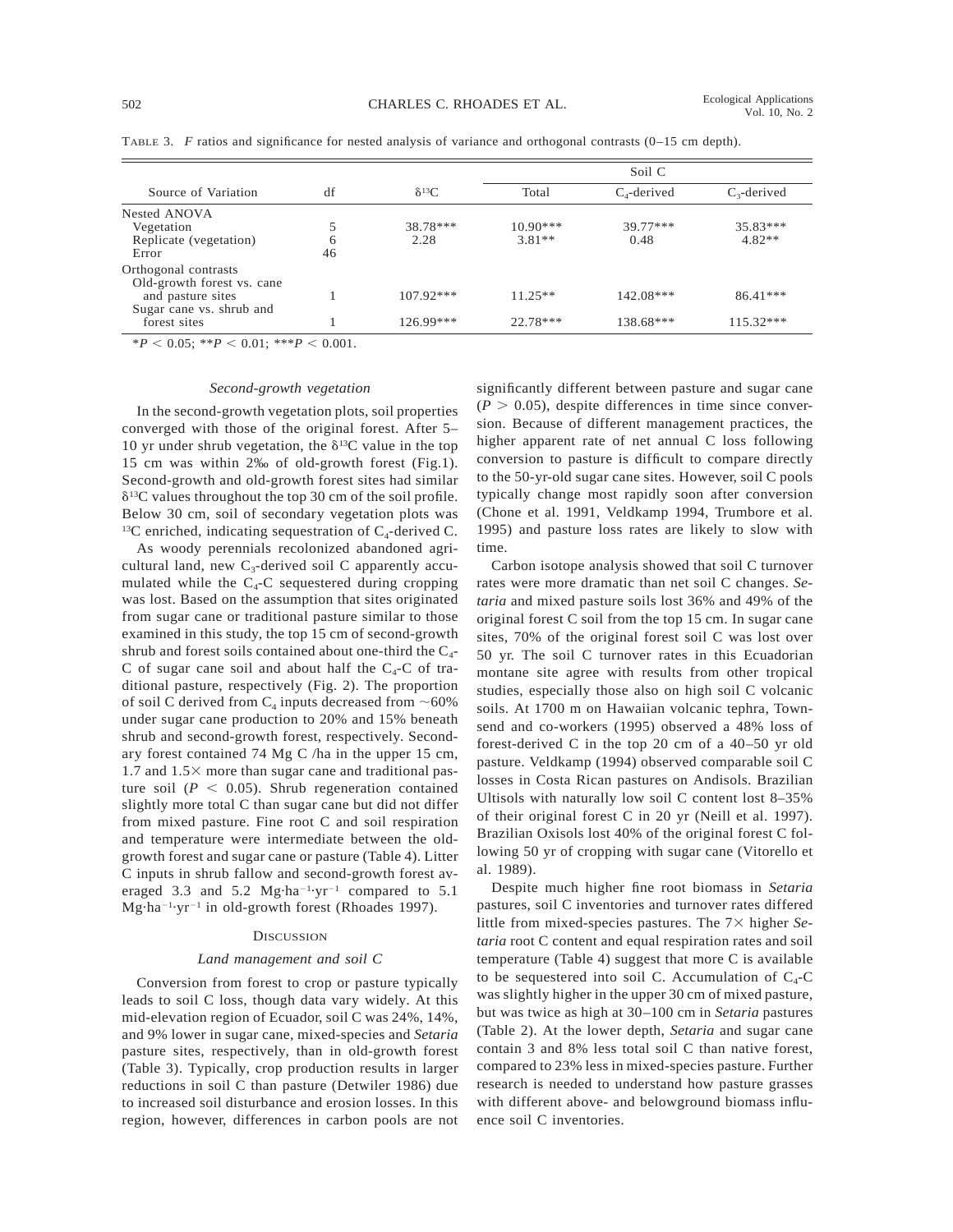TABLE 3. *F* ratios and significance for nested analysis of variance and orthogonal contrasts (0–15 cm depth).

| Source of Variation | df | $\delta^{13}C$ | Soil C | | |
|---|---|---|---|---|---|
| | | | Total | $C_4$-derived | $C_3$-derived |
| Nested ANOVA | | | | | |
| Vegetation | 5 | 38.78*** | 10.90*** | 39.77*** | 35.83*** |
| Replicate (vegetation) | 6 | 2.28 | 3.81** | 0.48 | 4.82** |
| Error | 46 | | | | |
| Orthogonal contrasts | | | | | |
| Old-growth forest vs. cane and pasture sites | 1 | 107.92*** | 11.25** | 142.08*** | 86.41*** |
| Sugar cane vs. shrub and forest sites | 1 | 126.99*** | 22.78*** | 138.68*** | 115.32*** |

\*$P < 0.05$; \*\*$P < 0.01$; \*\*\*$P < 0.001$.

### *Second-growth vegetation*

In the second-growth vegetation plots, soil properties converged with those of the original forest. After 5–10 yr under shrub vegetation, the $\delta^{13}C$ value in the top 15 cm was within 2‰ of old-growth forest (Fig.1). Second-growth and old-growth forest sites had similar $\delta^{13}C$ values throughout the top 30 cm of the soil profile. Below 30 cm, soil of secondary vegetation plots was $^{13}C$ enriched, indicating sequestration of $C_4$-derived C.

As woody perennials recolonized abandoned agricultural land, new $C_3$-derived soil C apparently accumulated while the $C_4$-C sequestered during cropping was lost. Based on the assumption that sites originated from sugar cane or traditional pasture similar to those examined in this study, the top 15 cm of second-growth shrub and forest soils contained about one-third the $C_4$-C of sugar cane soil and about half the $C_4$-C of traditional pasture, respectively (Fig. 2). The proportion of soil C derived from $C_4$ inputs decreased from ~60% under sugar cane production to 20% and 15% beneath shrub and second-growth forest, respectively. Secondary forest contained 74 Mg C /ha in the upper 15 cm, 1.7 and 1.5× more than sugar cane and traditional pasture soil ($P < 0.05$). Shrub regeneration contained slightly more total C than sugar cane but did not differ from mixed pasture. Fine root C and soil respiration and temperature were intermediate between the old-growth forest and sugar cane or pasture (Table 4). Litter C inputs in shrub fallow and second-growth forest averaged 3.3 and 5.2 $Mg \cdot ha^{-1} \cdot yr^{-1}$ compared to 5.1 $Mg \cdot ha^{-1} \cdot yr^{-1}$ in old-growth forest (Rhoades 1997).

## DISCUSSION

### *Land management and soil C*

Conversion from forest to crop or pasture typically leads to soil C loss, though data vary widely. At this mid-elevation region of Ecuador, soil C was 24%, 14%, and 9% lower in sugar cane, mixed-species and *Setaria* pasture sites, respectively, than in old-growth forest (Table 3). Typically, crop production results in larger reductions in soil C than pasture (Detwiler 1986) due to increased soil disturbance and erosion losses. In this region, however, differences in carbon pools are not significantly different between pasture and sugar cane ($P > 0.05$), despite differences in time since conversion. Because of different management practices, the higher apparent rate of net annual C loss following conversion to pasture is difficult to compare directly to the 50-yr-old sugar cane sites. However, soil C pools typically change most rapidly soon after conversion (Chone et al. 1991, Veldkamp 1994, Trumbore et al. 1995) and pasture loss rates are likely to slow with time.

Carbon isotope analysis showed that soil C turnover rates were more dramatic than net soil C changes. *Setaria* and mixed pasture soils lost 36% and 49% of the original forest C soil from the top 15 cm. In sugar cane sites, 70% of the original forest soil C was lost over 50 yr. The soil C turnover rates in this Ecuadorian montane site agree with results from other tropical studies, especially those also on high soil C volcanic soils. At 1700 m on Hawaiian volcanic tephra, Townsend and co-workers (1995) observed a 48% loss of forest-derived C in the top 20 cm of a 40–50 yr old pasture. Veldkamp (1994) observed comparable soil C losses in Costa Rican pastures on Andisols. Brazilian Ultisols with naturally low soil C content lost 8–35% of their original forest C in 20 yr (Neill et al. 1997). Brazilian Oxisols lost 40% of the original forest C following 50 yr of cropping with sugar cane (Vitorello et al. 1989).

Despite much higher fine root biomass in *Setaria* pastures, soil C inventories and turnover rates differed little from mixed-species pastures. The 7× higher *Setaria* root C content and equal respiration rates and soil temperature (Table 4) suggest that more C is available to be sequestered into soil C. Accumulation of $C_4$-C was slightly higher in the upper 30 cm of mixed pasture, but was twice as high at 30–100 cm in *Setaria* pastures (Table 2). At the lower depth, *Setaria* and sugar cane contain 3 and 8% less total soil C than native forest, compared to 23% less in mixed-species pasture. Further research is needed to understand how pasture grasses with different above- and belowground biomass influence soil C inventories.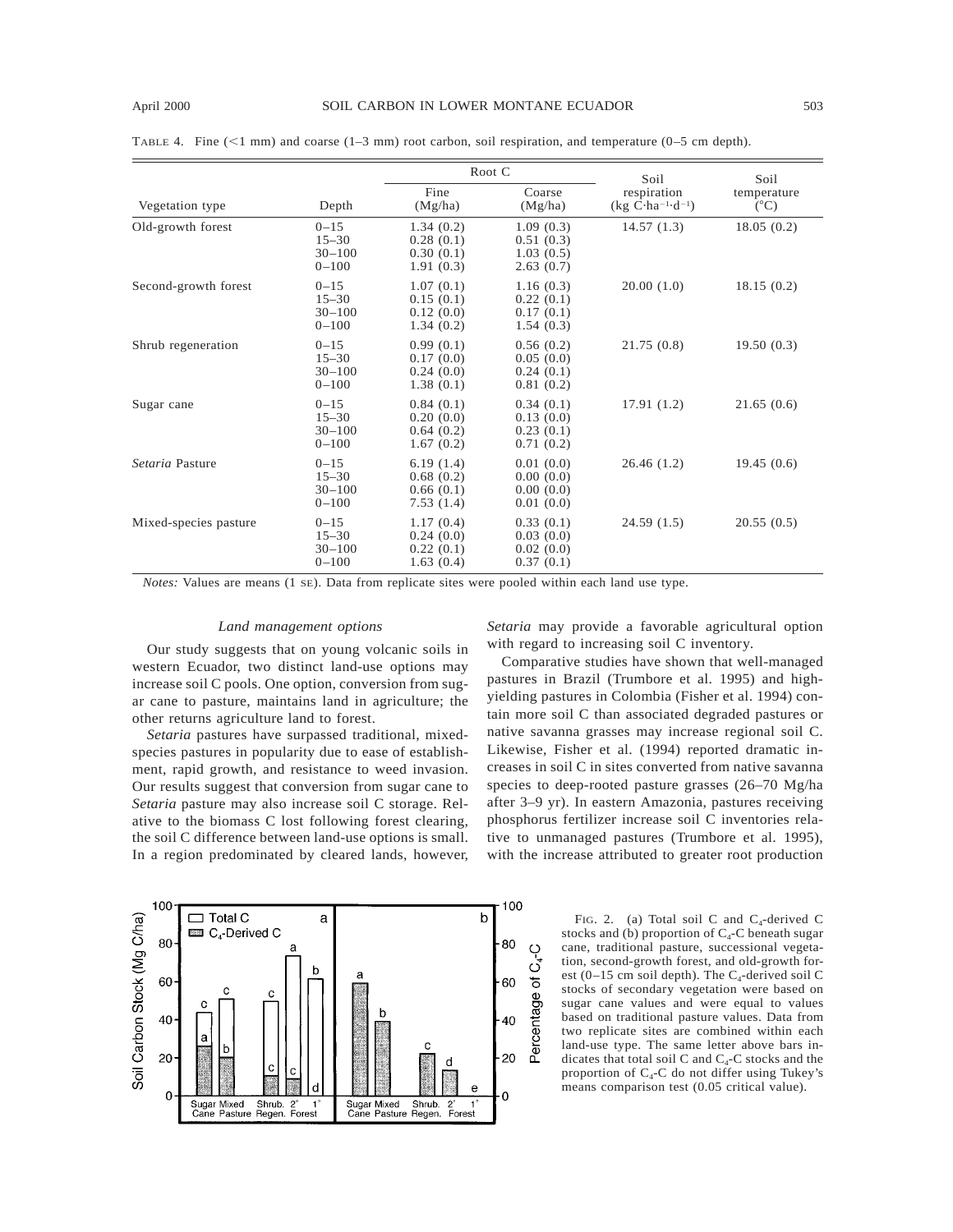TABLE 4. Fine (<1 mm) and coarse (1–3 mm) root carbon, soil respiration, and temperature (0–5 cm depth).

| Vegetation type | Depth | Root C | | Soil respiration (kg C·ha$^{-1}$·d$^{-1}$) | Soil temperature (°C) |
|---|---|---|---|---|---|
| | | Fine (Mg/ha) | Coarse (Mg/ha) | | |
| Old-growth forest | 0–15 | 1.34 (0.2) | 1.09 (0.3) | 14.57 (1.3) | 18.05 (0.2) |
| | 15–30 | 0.28 (0.1) | 0.51 (0.3) | | |
| | 30–100 | 0.30 (0.1) | 1.03 (0.5) | | |
| | 0–100 | 1.91 (0.3) | 2.63 (0.7) | | |
| Second-growth forest | 0–15 | 1.07 (0.1) | 1.16 (0.3) | 20.00 (1.0) | 18.15 (0.2) |
| | 15–30 | 0.15 (0.1) | 0.22 (0.1) | | |
| | 30–100 | 0.12 (0.0) | 0.17 (0.1) | | |
| | 0–100 | 1.34 (0.2) | 1.54 (0.3) | | |
| Shrub regeneration | 0–15 | 0.99 (0.1) | 0.56 (0.2) | 21.75 (0.8) | 19.50 (0.3) |
| | 15–30 | 0.17 (0.0) | 0.05 (0.0) | | |
| | 30–100 | 0.24 (0.0) | 0.24 (0.1) | | |
| | 0–100 | 1.38 (0.1) | 0.81 (0.2) | | |
| Sugar cane | 0–15 | 0.84 (0.1) | 0.34 (0.1) | 17.91 (1.2) | 21.65 (0.6) |
| | 15–30 | 0.20 (0.0) | 0.13 (0.0) | | |
| | 30–100 | 0.64 (0.2) | 0.23 (0.1) | | |
| | 0–100 | 1.67 (0.2) | 0.71 (0.2) | | |
| *Setaria* Pasture | 0–15 | 6.19 (1.4) | 0.01 (0.0) | 26.46 (1.2) | 19.45 (0.6) |
| | 15–30 | 0.68 (0.2) | 0.00 (0.0) | | |
| | 30–100 | 0.66 (0.1) | 0.00 (0.0) | | |
| | 0–100 | 7.53 (1.4) | 0.01 (0.0) | | |
| Mixed-species pasture | 0–15 | 1.17 (0.4) | 0.33 (0.1) | 24.59 (1.5) | 20.55 (0.5) |
| | 15–30 | 0.24 (0.0) | 0.03 (0.0) | | |
| | 30–100 | 0.22 (0.1) | 0.02 (0.0) | | |
| | 0–100 | 1.63 (0.4) | 0.37 (0.1) | | |

*Notes:* Values are means (1 SE). Data from replicate sites were pooled within each land use type.

### *Land management options*

Our study suggests that on young volcanic soils in western Ecuador, two distinct land-use options may increase soil C pools. One option, conversion from sugar cane to pasture, maintains land in agriculture; the other returns agriculture land to forest.

*Setaria* pastures have surpassed traditional, mixed-species pastures in popularity due to ease of establishment, rapid growth, and resistance to weed invasion. Our results suggest that conversion from sugar cane to *Setaria* pasture may also increase soil C storage. Relative to the biomass C lost following forest clearing, the soil C difference between land-use options is small. In a region predominated by cleared lands, however, *Setaria* may provide a favorable agricultural option with regard to increasing soil C inventory.

Comparative studies have shown that well-managed pastures in Brazil (Trumbore et al. 1995) and high-yielding pastures in Colombia (Fisher et al. 1994) contain more soil C than associated degraded pastures or native savanna grasses may increase regional soil C. Likewise, Fisher et al. (1994) reported dramatic increases in soil C in sites converted from native savanna species to deep-rooted pasture grasses (26–70 Mg/ha after 3–9 yr). In eastern Amazonia, pastures receiving phosphorus fertilizer increase soil C inventories relative to unmanaged pastures (Trumbore et al. 1995), with the increase attributed to greater root production

FIG. 2. (a) Total soil C and $C_4$-derived C stocks and (b) proportion of $C_4$-C beneath sugar cane, traditional pasture, successional vegetation, second-growth forest, and old-growth forest (0–15 cm soil depth). The $C_4$-derived soil C stocks of secondary vegetation were based on sugar cane values and were equal to values based on traditional pasture values. Data from two replicate sites are combined within each land-use type. The same letter above bars indicates that total soil C and $C_4$-C stocks and the proportion of $C_4$-C do not differ using Tukey's means comparison test (0.05 critical value).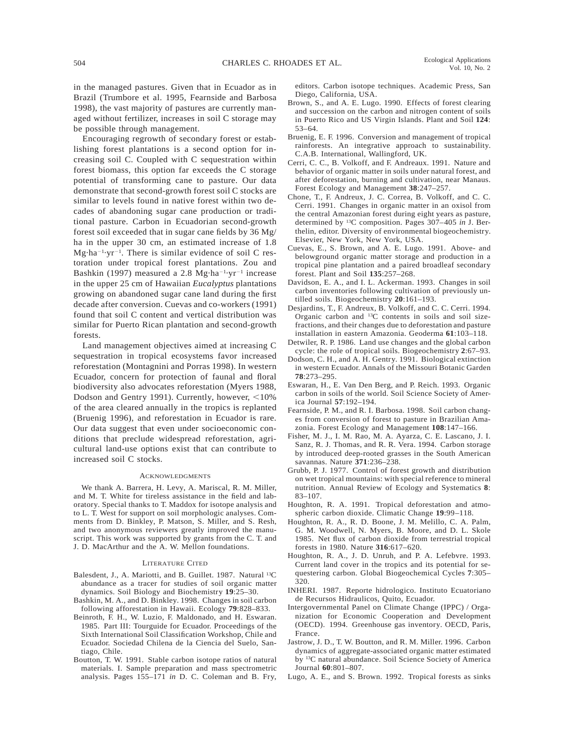in the managed pastures. Given that in Ecuador as in Brazil (Trumbore et al. 1995, Fearnside and Barbosa 1998), the vast majority of pastures are currently managed without fertilizer, increases in soil C storage may be possible through management.

Encouraging regrowth of secondary forest or establishing forest plantations is a second option for increasing soil C. Coupled with C sequestration within forest biomass, this option far exceeds the C storage potential of transforming cane to pasture. Our data demonstrate that second-growth forest soil C stocks are similar to levels found in native forest within two decades of abandoning sugar cane production or traditional pasture. Carbon in Ecuadorian second-growth forest soil exceeded that in sugar cane fields by 36 Mg/ha in the upper 30 cm, an estimated increase of 1.8 $Mg \cdot ha^{-1} \cdot yr^{-1}$. There is similar evidence of soil C restoration under tropical forest plantations. Zou and Bashkin (1997) measured a 2.8 $Mg \cdot ha^{-1} \cdot yr^{-1}$ increase in the upper 25 cm of Hawaiian *Eucalyptus* plantations growing on abandoned sugar cane land during the first decade after conversion. Cuevas and co-workers (1991) found that soil C content and vertical distribution was similar for Puerto Rican plantation and second-growth forests.

Land management objectives aimed at increasing C sequestration in tropical ecosystems favor increased reforestation (Montagnini and Porras 1998). In western Ecuador, concern for protection of faunal and floral biodiversity also advocates reforestation (Myers 1988, Dodson and Gentry 1991). Currently, however, <10% of the area cleared annually in the tropics is replanted (Bruenig 1996), and reforestation in Ecuador is rare. Our data suggest that even under socioeconomic conditions that preclude widespread reforestation, agricultural land-use options exist that can contribute to increased soil C stocks.

## Acknowledgments

We thank A. Barrera, H. Levy, A. Mariscal, R. M. Miller, and M. T. White for tireless assistance in the field and laboratory. Special thanks to T. Maddox for isotope analysis and to L. T. West for support on soil morphologic analyses. Comments from D. Binkley, P. Matson, S. Miller, and S. Resh, and two anonymous reviewers greatly improved the manuscript. This work was supported by grants from the C. T. and J. D. MacArthur and the A. W. Mellon foundations.

## Literature Cited

Balesdent, J., A. Mariotti, and B. Guillet. 1987. Natural $^{13}C$ abundance as a tracer for studies of soil organic matter dynamics. Soil Biology and Biochemistry **19**:25–30.

Bashkin, M. A., and D. Binkley. 1998. Changes in soil carbon following afforestation in Hawaii. Ecology **79**:828–833.

Beinroth, F. H., W. Luzio, F. Maldonado, and H. Eswaran. 1985. Part III: Tourguide for Ecuador. Proceedings of the Sixth International Soil Classification Workshop, Chile and Ecuador. Sociedad Chilena de la Ciencia del Suelo, Santiago, Chile.

Boutton, T. W. 1991. Stable carbon isotope ratios of natural materials. I. Sample preparation and mass spectrometric analysis. Pages 155–171 *in* D. C. Coleman and B. Fry, editors. Carbon isotope techniques. Academic Press, San Diego, California, USA.

Brown, S., and A. E. Lugo. 1990. Effects of forest clearing and succession on the carbon and nitrogen content of soils in Puerto Rico and US Virgin Islands. Plant and Soil **124**: 53–64.

Bruenig, E. F. 1996. Conversion and management of tropical rainforests. An integrative approach to sustainability. C.A.B. International, Wallingford, UK.

Cerri, C. C., B. Volkoff, and F. Andreaux. 1991. Nature and behavior of organic matter in soils under natural forest, and after deforestation, burning and cultivation, near Manaus. Forest Ecology and Management **38**:247–257.

Chone, T., F. Andreux, J. C. Correa, B. Volkoff, and C. C. Cerri. 1991. Changes in organic matter in an oxisol from the central Amazonian forest during eight years as pasture, determined by $^{13}C$ composition. Pages 307–405 *in* J. Berthelin, editor. Diversity of environmental biogeochemistry. Elsevier, New York, New York, USA.

Cuevas, E., S. Brown, and A. E. Lugo. 1991. Above- and belowground organic matter storage and production in a tropical pine plantation and a paired broadleaf secondary forest. Plant and Soil **135**:257–268.

Davidson, E. A., and I. L. Ackerman. 1993. Changes in soil carbon inventories following cultivation of previously untilled soils. Biogeochemistry **20**:161–193.

Desjardins, T., F. Andreux, B. Volkoff, and C. C. Cerri. 1994. Organic carbon and $^{13}C$ contents in soils and soil size-fractions, and their changes due to deforestation and pasture installation in eastern Amazonia. Geoderma **61**:103–118.

Detwiler, R. P. 1986. Land use changes and the global carbon cycle: the role of tropical soils. Biogeochemistry **2**:67–93.

Dodson, C. H., and A. H. Gentry. 1991. Biological extinction in western Ecuador. Annals of the Missouri Botanic Garden **78**:273–295.

Eswaran, H., E. Van Den Berg, and P. Reich. 1993. Organic carbon in soils of the world. Soil Science Society of America Journal **57**:192–194.

Fearnside, P. M., and R. I. Barbosa. 1998. Soil carbon changes from conversion of forest to pasture in Brazilian Amazonia. Forest Ecology and Management **108**:147–166.

Fisher, M. J., I. M. Rao, M. A. Ayarza, C. E. Lascano, J. I. Sanz, R. J. Thomas, and R. R. Vera. 1994. Carbon storage by introduced deep-rooted grasses in the South American savannas. Nature **371**:236–238.

Grubb, P. J. 1977. Control of forest growth and distribution on wet tropical mountains: with special reference to mineral nutrition. Annual Review of Ecology and Systematics **8**: 83–107.

Houghton, R. A. 1991. Tropical deforestation and atmospheric carbon dioxide. Climatic Change **19**:99–118.

Houghton, R. A., R. D. Boone, J. M. Melillo, C. A. Palm, G. M. Woodwell, N. Myers, B. Moore, and D. L. Skole 1985. Net flux of carbon dioxide from terrestrial tropical forests in 1980. Nature **316**:617–620.

Houghton, R. A., J. D. Unruh, and P. A. Lefebvre. 1993. Current land cover in the tropics and its potential for sequestering carbon. Global Biogeochemical Cycles **7**:305–320.

INHERI. 1987. Reporte hidrologico. Instituto Ecuatoriano de Recursos Hidraulicos, Quito, Ecuador.

Intergovernmental Panel on Climate Change (IPPC) / Organization for Economic Cooperation and Development (OECD). 1994. Greenhouse gas inventory. OECD, Paris, France.

Jastrow, J. D., T. W. Boutton, and R. M. Miller. 1996. Carbon dynamics of aggregate-associated organic matter estimated by $^{13}C$ natural abundance. Soil Science Society of America Journal **60**:801–807.

Lugo, A. E., and S. Brown. 1992. Tropical forests as sinks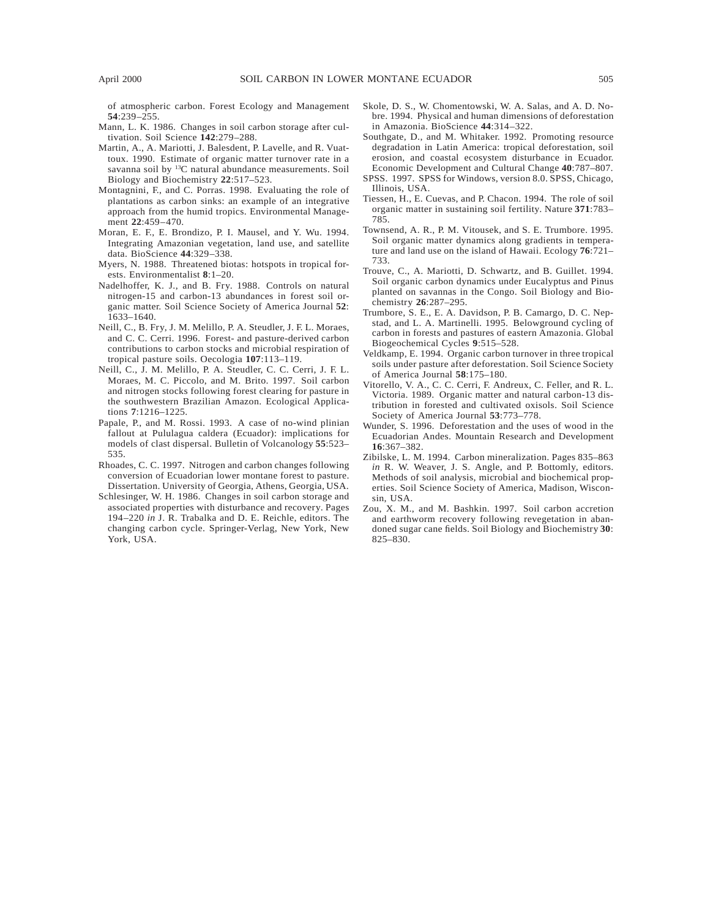of atmospheric carbon. Forest Ecology and Management **54**:239–255.

Mann, L. K. 1986. Changes in soil carbon storage after cultivation. Soil Science **142**:279–288.

Martin, A., A. Mariotti, J. Balesdent, P. Lavelle, and R. Vuattoux. 1990. Estimate of organic matter turnover rate in a savanna soil by $^{13}C$ natural abundance measurements. Soil Biology and Biochemistry **22**:517–523.

Montagnini, F., and C. Porras. 1998. Evaluating the role of plantations as carbon sinks: an example of an integrative approach from the humid tropics. Environmental Management **22**:459–470.

Moran, E. F., E. Brondizo, P. I. Mausel, and Y. Wu. 1994. Integrating Amazonian vegetation, land use, and satellite data. BioScience **44**:329–338.

Myers, N. 1988. Threatened biotas: hotspots in tropical forests. Environmentalist **8**:1–20.

Nadelhoffer, K. J., and B. Fry. 1988. Controls on natural nitrogen-15 and carbon-13 abundances in forest soil organic matter. Soil Science Society of America Journal **52**: 1633–1640.

Neill, C., B. Fry, J. M. Melillo, P. A. Steudler, J. F. L. Moraes, and C. C. Cerri. 1996. Forest- and pasture-derived carbon contributions to carbon stocks and microbial respiration of tropical pasture soils. Oecologia **107**:113–119.

Neill, C., J. M. Melillo, P. A. Steudler, C. C. Cerri, J. F. L. Moraes, M. C. Piccolo, and M. Brito. 1997. Soil carbon and nitrogen stocks following forest clearing for pasture in the southwestern Brazilian Amazon. Ecological Applications **7**:1216–1225.

Papale, P., and M. Rossi. 1993. A case of no-wind plinian fallout at Pululagua caldera (Ecuador): implications for models of clast dispersal. Bulletin of Volcanology **55**:523–535.

Rhoades, C. C. 1997. Nitrogen and carbon changes following conversion of Ecuadorian lower montane forest to pasture. Dissertation. University of Georgia, Athens, Georgia, USA.

Schlesinger, W. H. 1986. Changes in soil carbon storage and associated properties with disturbance and recovery. Pages 194–220 *in* J. R. Trabalka and D. E. Reichle, editors. The changing carbon cycle. Springer-Verlag, New York, New York, USA.

Skole, D. S., W. Chomentowski, W. A. Salas, and A. D. Nobre. 1994. Physical and human dimensions of deforestation in Amazonia. BioScience **44**:314–322.

Southgate, D., and M. Whitaker. 1992. Promoting resource degradation in Latin America: tropical deforestation, soil erosion, and coastal ecosystem disturbance in Ecuador. Economic Development and Cultural Change **40**:787–807.

SPSS. 1997. SPSS for Windows, version 8.0. SPSS, Chicago, Illinois, USA.

Tiessen, H., E. Cuevas, and P. Chacon. 1994. The role of soil organic matter in sustaining soil fertility. Nature **371**:783–785.

Townsend, A. R., P. M. Vitousek, and S. E. Trumbore. 1995. Soil organic matter dynamics along gradients in temperature and land use on the island of Hawaii. Ecology **76**:721–733.

Trouve, C., A. Mariotti, D. Schwartz, and B. Guillet. 1994. Soil organic carbon dynamics under Eucalyptus and Pinus planted on savannas in the Congo. Soil Biology and Biochemistry **26**:287–295.

Trumbore, S. E., E. A. Davidson, P. B. Camargo, D. C. Nepstad, and L. A. Martinelli. 1995. Belowground cycling of carbon in forests and pastures of eastern Amazonia. Global Biogeochemical Cycles **9**:515–528.

Veldkamp, E. 1994. Organic carbon turnover in three tropical soils under pasture after deforestation. Soil Science Society of America Journal **58**:175–180.

Vitorello, V. A., C. C. Cerri, F. Andreux, C. Feller, and R. L. Victoria. 1989. Organic matter and natural carbon-13 distribution in forested and cultivated oxisols. Soil Science Society of America Journal **53**:773–778.

Wunder, S. 1996. Deforestation and the uses of wood in the Ecuadorian Andes. Mountain Research and Development **16**:367–382.

Zibilske, L. M. 1994. Carbon mineralization. Pages 835–863 *in* R. W. Weaver, J. S. Angle, and P. Bottomly, editors. Methods of soil analysis, microbial and biochemical properties. Soil Science Society of America, Madison, Wisconsin, USA.

Zou, X. M., and M. Bashkin. 1997. Soil carbon accretion and earthworm recovery following revegetation in abandoned sugar cane fields. Soil Biology and Biochemistry **30**: 825–830.